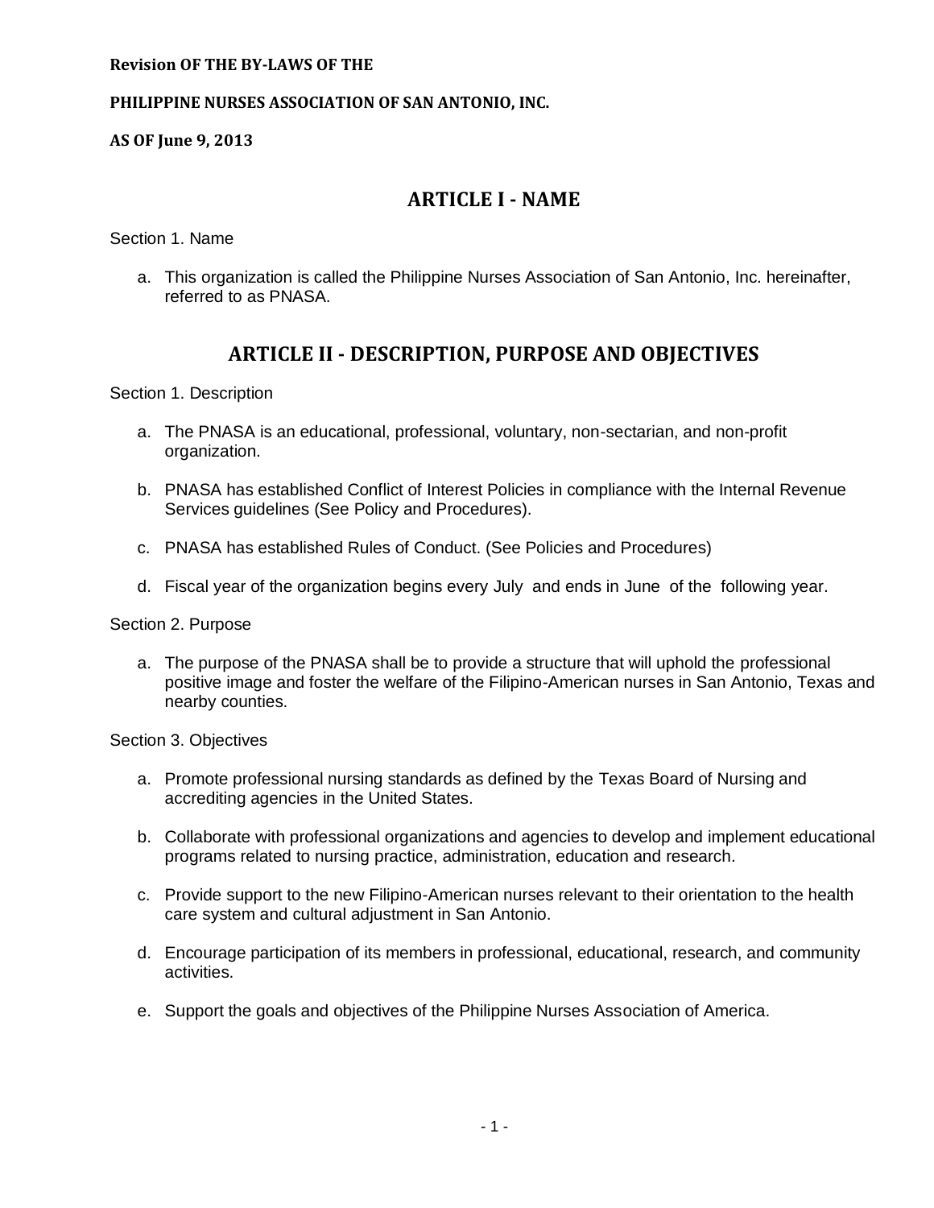**Revision OF THE BY-LAWS OF THE**

**PHILIPPINE NURSES ASSOCIATION OF SAN ANTONIO, INC.**

**AS OF June 9, 2013**

# ARTICLE I - NAME

Section 1. Name

a. This organization is called the Philippine Nurses Association of San Antonio, Inc. hereinafter, referred to as PNASA.

# ARTICLE II - DESCRIPTION, PURPOSE AND OBJECTIVES

Section 1. Description

a. The PNASA is an educational, professional, voluntary, non-sectarian, and non-profit organization.

b. PNASA has established Conflict of Interest Policies in compliance with the Internal Revenue Services guidelines (See Policy and Procedures).

c. PNASA has established Rules of Conduct. (See Policies and Procedures)

d. Fiscal year of the organization begins every July and ends in June of the following year.

Section 2. Purpose

a. The purpose of the PNASA shall be to provide a structure that will uphold the professional positive image and foster the welfare of the Filipino-American nurses in San Antonio, Texas and nearby counties.

Section 3. Objectives

a. Promote professional nursing standards as defined by the Texas Board of Nursing and accrediting agencies in the United States.

b. Collaborate with professional organizations and agencies to develop and implement educational programs related to nursing practice, administration, education and research.

c. Provide support to the new Filipino-American nurses relevant to their orientation to the health care system and cultural adjustment in San Antonio.

d. Encourage participation of its members in professional, educational, research, and community activities.

e. Support the goals and objectives of the Philippine Nurses Association of America.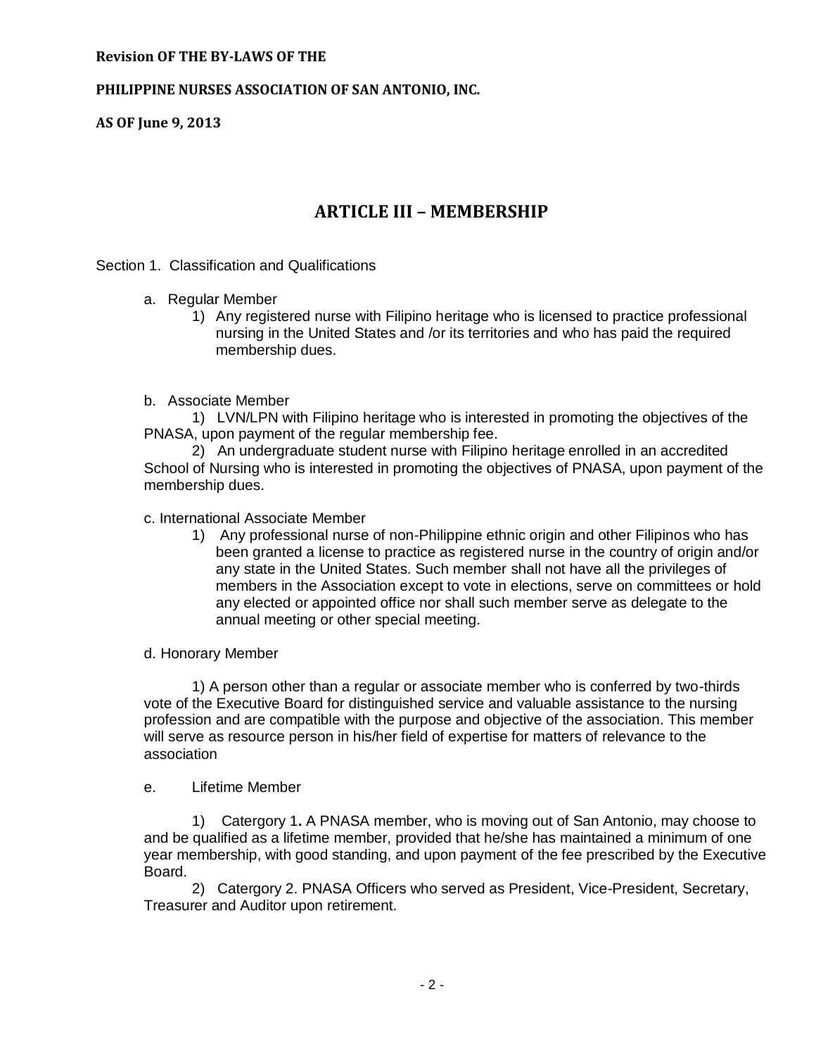**Revision OF THE BY-LAWS OF THE**

**PHILIPPINE NURSES ASSOCIATION OF SAN ANTONIO, INC.**

**AS OF June 9, 2013**

## ARTICLE III – MEMBERSHIP

Section 1. Classification and Qualifications

a. Regular Member

1) Any registered nurse with Filipino heritage who is licensed to practice professional nursing in the United States and /or its territories and who has paid the required membership dues.

b. Associate Member

1) LVN/LPN with Filipino heritage who is interested in promoting the objectives of the PNASA, upon payment of the regular membership fee.

2) An undergraduate student nurse with Filipino heritage enrolled in an accredited School of Nursing who is interested in promoting the objectives of PNASA, upon payment of the membership dues.

c. International Associate Member

1) Any professional nurse of non-Philippine ethnic origin and other Filipinos who has been granted a license to practice as registered nurse in the country of origin and/or any state in the United States. Such member shall not have all the privileges of members in the Association except to vote in elections, serve on committees or hold any elected or appointed office nor shall such member serve as delegate to the annual meeting or other special meeting.

d. Honorary Member

1) A person other than a regular or associate member who is conferred by two-thirds vote of the Executive Board for distinguished service and valuable assistance to the nursing profession and are compatible with the purpose and objective of the association. This member will serve as resource person in his/her field of expertise for matters of relevance to the association

e. Lifetime Member

1) Catergory 1**.** A PNASA member, who is moving out of San Antonio, may choose to and be qualified as a lifetime member, provided that he/she has maintained a minimum of one year membership, with good standing, and upon payment of the fee prescribed by the Executive Board.

2) Catergory 2. PNASA Officers who served as President, Vice-President, Secretary, Treasurer and Auditor upon retirement.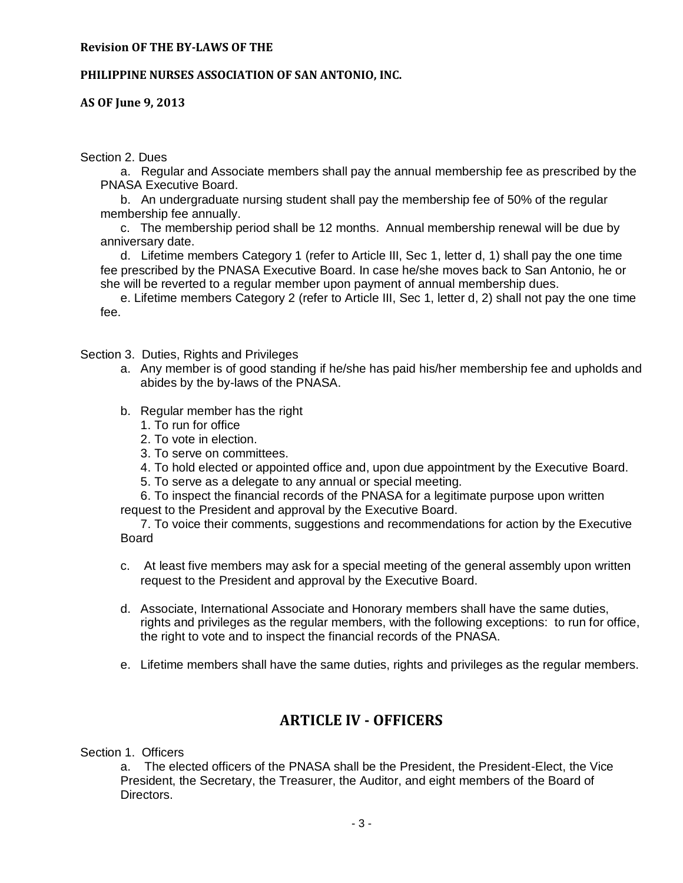Section 2. Dues

a. Regular and Associate members shall pay the annual membership fee as prescribed by the PNASA Executive Board.

b. An undergraduate nursing student shall pay the membership fee of 50% of the regular membership fee annually.

c. The membership period shall be 12 months. Annual membership renewal will be due by anniversary date.

d. Lifetime members Category 1 (refer to Article III, Sec 1, letter d, 1) shall pay the one time fee prescribed by the PNASA Executive Board. In case he/she moves back to San Antonio, he or she will be reverted to a regular member upon payment of annual membership dues.

e. Lifetime members Category 2 (refer to Article III, Sec 1, letter d, 2) shall not pay the one time fee.

Section 3. Duties, Rights and Privileges

a. Any member is of good standing if he/she has paid his/her membership fee and upholds and abides by the by-laws of the PNASA.

b. Regular member has the right
   1. To run for office
   2. To vote in election.
   3. To serve on committees.
   4. To hold elected or appointed office and, upon due appointment by the Executive Board.
   5. To serve as a delegate to any annual or special meeting.
   6. To inspect the financial records of the PNASA for a legitimate purpose upon written request to the President and approval by the Executive Board.
   7. To voice their comments, suggestions and recommendations for action by the Executive Board

c. At least five members may ask for a special meeting of the general assembly upon written request to the President and approval by the Executive Board.

d. Associate, International Associate and Honorary members shall have the same duties, rights and privileges as the regular members, with the following exceptions: to run for office, the right to vote and to inspect the financial records of the PNASA.

e. Lifetime members shall have the same duties, rights and privileges as the regular members.

## ARTICLE IV - OFFICERS

Section 1. Officers

a. The elected officers of the PNASA shall be the President, the President-Elect, the Vice President, the Secretary, the Treasurer, the Auditor, and eight members of the Board of Directors.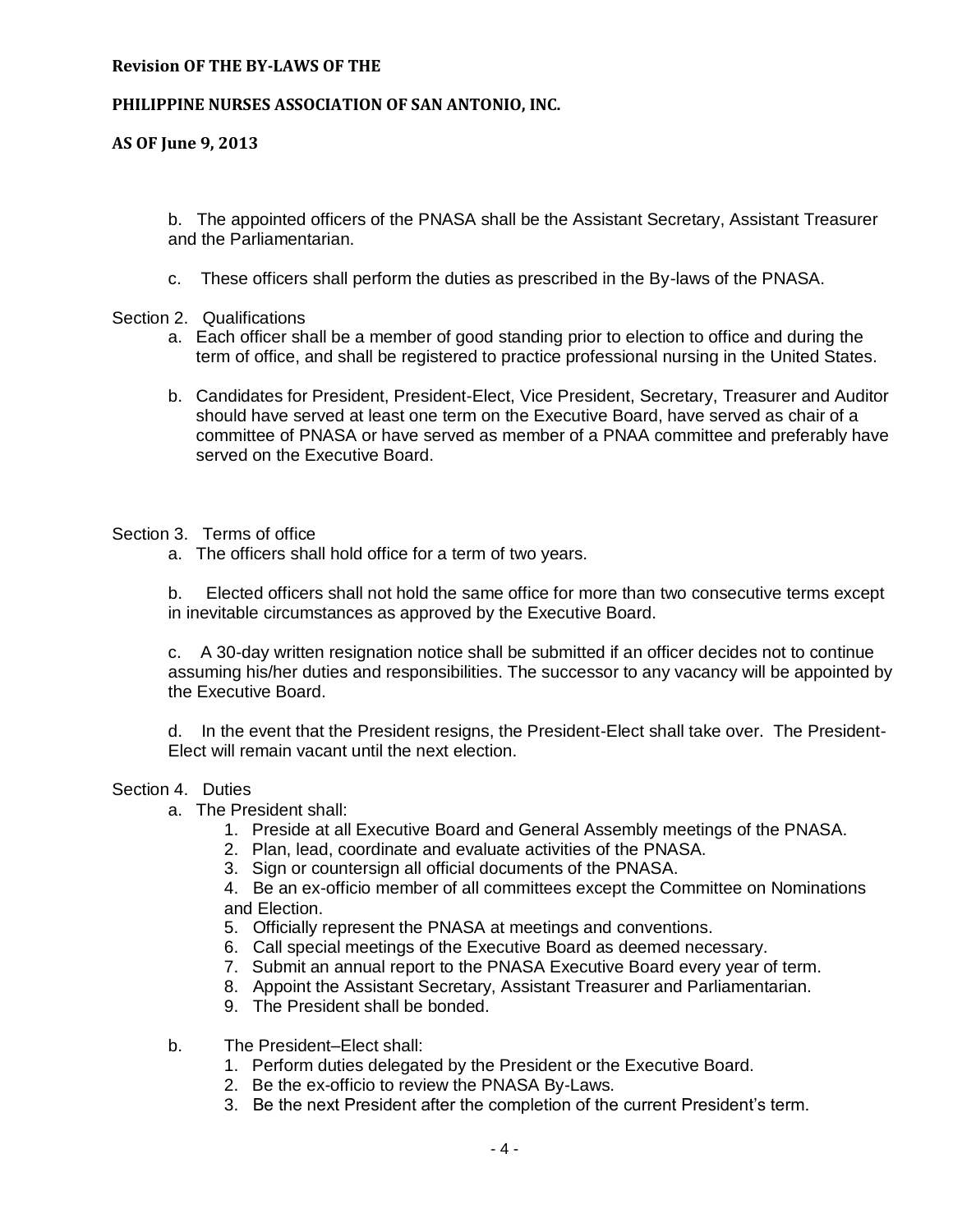b. The appointed officers of the PNASA shall be the Assistant Secretary, Assistant Treasurer and the Parliamentarian.

c. These officers shall perform the duties as prescribed in the By-laws of the PNASA.

Section 2. Qualifications

a. Each officer shall be a member of good standing prior to election to office and during the term of office, and shall be registered to practice professional nursing in the United States.

b. Candidates for President, President-Elect, Vice President, Secretary, Treasurer and Auditor should have served at least one term on the Executive Board, have served as chair of a committee of PNASA or have served as member of a PNAA committee and preferably have served on the Executive Board.

Section 3. Terms of office

a. The officers shall hold office for a term of two years.

b. Elected officers shall not hold the same office for more than two consecutive terms except in inevitable circumstances as approved by the Executive Board.

c. A 30-day written resignation notice shall be submitted if an officer decides not to continue assuming his/her duties and responsibilities. The successor to any vacancy will be appointed by the Executive Board.

d. In the event that the President resigns, the President-Elect shall take over. The President-Elect will remain vacant until the next election.

Section 4. Duties

a. The President shall:
   1. Preside at all Executive Board and General Assembly meetings of the PNASA.
   2. Plan, lead, coordinate and evaluate activities of the PNASA.
   3. Sign or countersign all official documents of the PNASA.
   4. Be an ex-officio member of all committees except the Committee on Nominations and Election.
   5. Officially represent the PNASA at meetings and conventions.
   6. Call special meetings of the Executive Board as deemed necessary.
   7. Submit an annual report to the PNASA Executive Board every year of term.
   8. Appoint the Assistant Secretary, Assistant Treasurer and Parliamentarian.
   9. The President shall be bonded.

b. The President–Elect shall:
   1. Perform duties delegated by the President or the Executive Board.
   2. Be the ex-officio to review the PNASA By-Laws.
   3. Be the next President after the completion of the current President's term.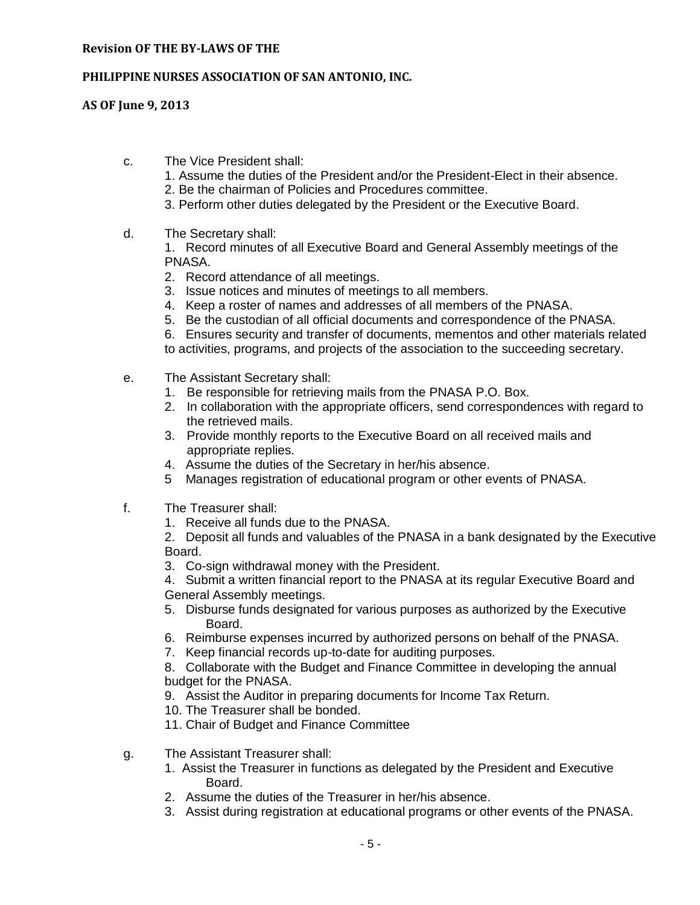c. The Vice President shall:

1. Assume the duties of the President and/or the President-Elect in their absence.
2. Be the chairman of Policies and Procedures committee.
3. Perform other duties delegated by the President or the Executive Board.

d. The Secretary shall:

1. Record minutes of all Executive Board and General Assembly meetings of the PNASA.
2. Record attendance of all meetings.
3. Issue notices and minutes of meetings to all members.
4. Keep a roster of names and addresses of all members of the PNASA.
5. Be the custodian of all official documents and correspondence of the PNASA.
6. Ensures security and transfer of documents, mementos and other materials related to activities, programs, and projects of the association to the succeeding secretary.

e. The Assistant Secretary shall:

1. Be responsible for retrieving mails from the PNASA P.O. Box.
2. In collaboration with the appropriate officers, send correspondences with regard to the retrieved mails.
3. Provide monthly reports to the Executive Board on all received mails and appropriate replies.
4. Assume the duties of the Secretary in her/his absence.
5 Manages registration of educational program or other events of PNASA.

f. The Treasurer shall:

1. Receive all funds due to the PNASA.
2. Deposit all funds and valuables of the PNASA in a bank designated by the Executive Board.
3. Co-sign withdrawal money with the President.
4. Submit a written financial report to the PNASA at its regular Executive Board and General Assembly meetings.
5. Disburse funds designated for various purposes as authorized by the Executive Board.
6. Reimburse expenses incurred by authorized persons on behalf of the PNASA.
7. Keep financial records up-to-date for auditing purposes.
8. Collaborate with the Budget and Finance Committee in developing the annual budget for the PNASA.
9. Assist the Auditor in preparing documents for Income Tax Return.
10. The Treasurer shall be bonded.
11. Chair of Budget and Finance Committee

g. The Assistant Treasurer shall:

1. Assist the Treasurer in functions as delegated by the President and Executive Board.
2. Assume the duties of the Treasurer in her/his absence.
3. Assist during registration at educational programs or other events of the PNASA.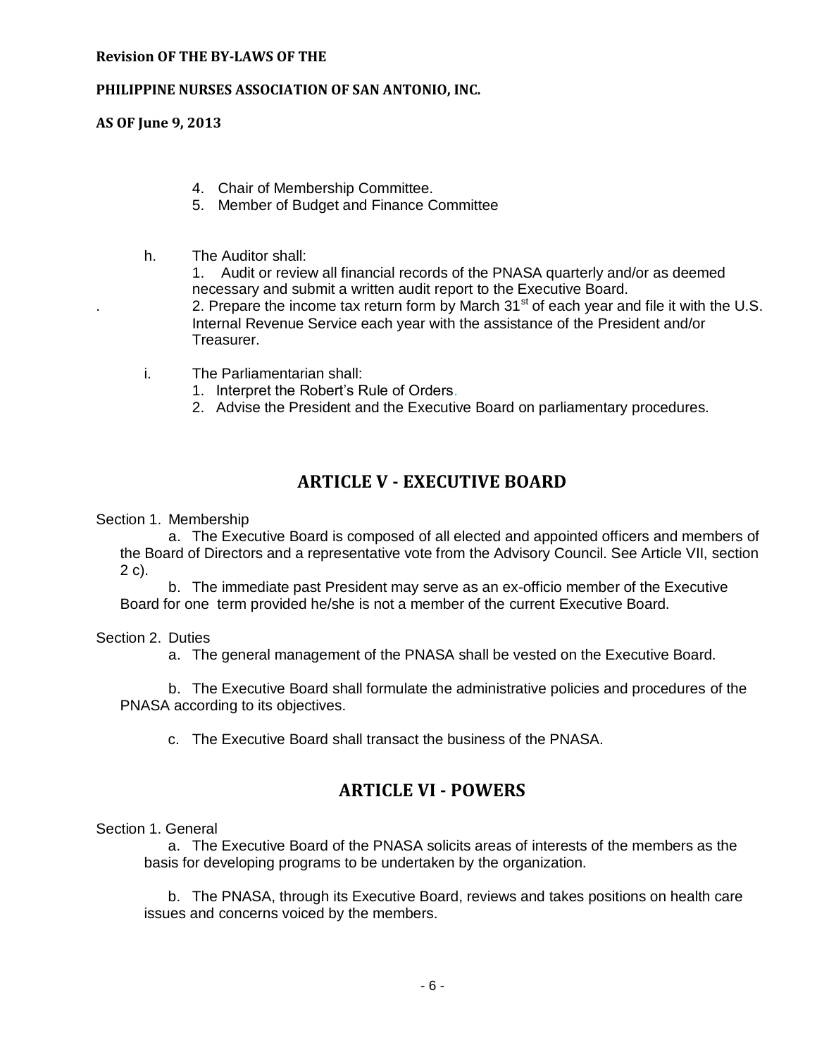4. Chair of Membership Committee.
5. Member of Budget and Finance Committee

h. The Auditor shall:
   1. Audit or review all financial records of the PNASA quarterly and/or as deemed necessary and submit a written audit report to the Executive Board.
   2. Prepare the income tax return form by March 31st of each year and file it with the U.S. Internal Revenue Service each year with the assistance of the President and/or Treasurer.

i. The Parliamentarian shall:
   1. Interpret the Robert's Rule of Orders.
   2. Advise the President and the Executive Board on parliamentary procedures.

## ARTICLE V - EXECUTIVE BOARD

Section 1. Membership

a. The Executive Board is composed of all elected and appointed officers and members of the Board of Directors and a representative vote from the Advisory Council. See Article VII, section 2 c).

b. The immediate past President may serve as an ex-officio member of the Executive Board for one term provided he/she is not a member of the current Executive Board.

Section 2. Duties

a. The general management of the PNASA shall be vested on the Executive Board.

b. The Executive Board shall formulate the administrative policies and procedures of the PNASA according to its objectives.

c. The Executive Board shall transact the business of the PNASA.

## ARTICLE VI - POWERS

Section 1. General

a. The Executive Board of the PNASA solicits areas of interests of the members as the basis for developing programs to be undertaken by the organization.

b. The PNASA, through its Executive Board, reviews and takes positions on health care issues and concerns voiced by the members.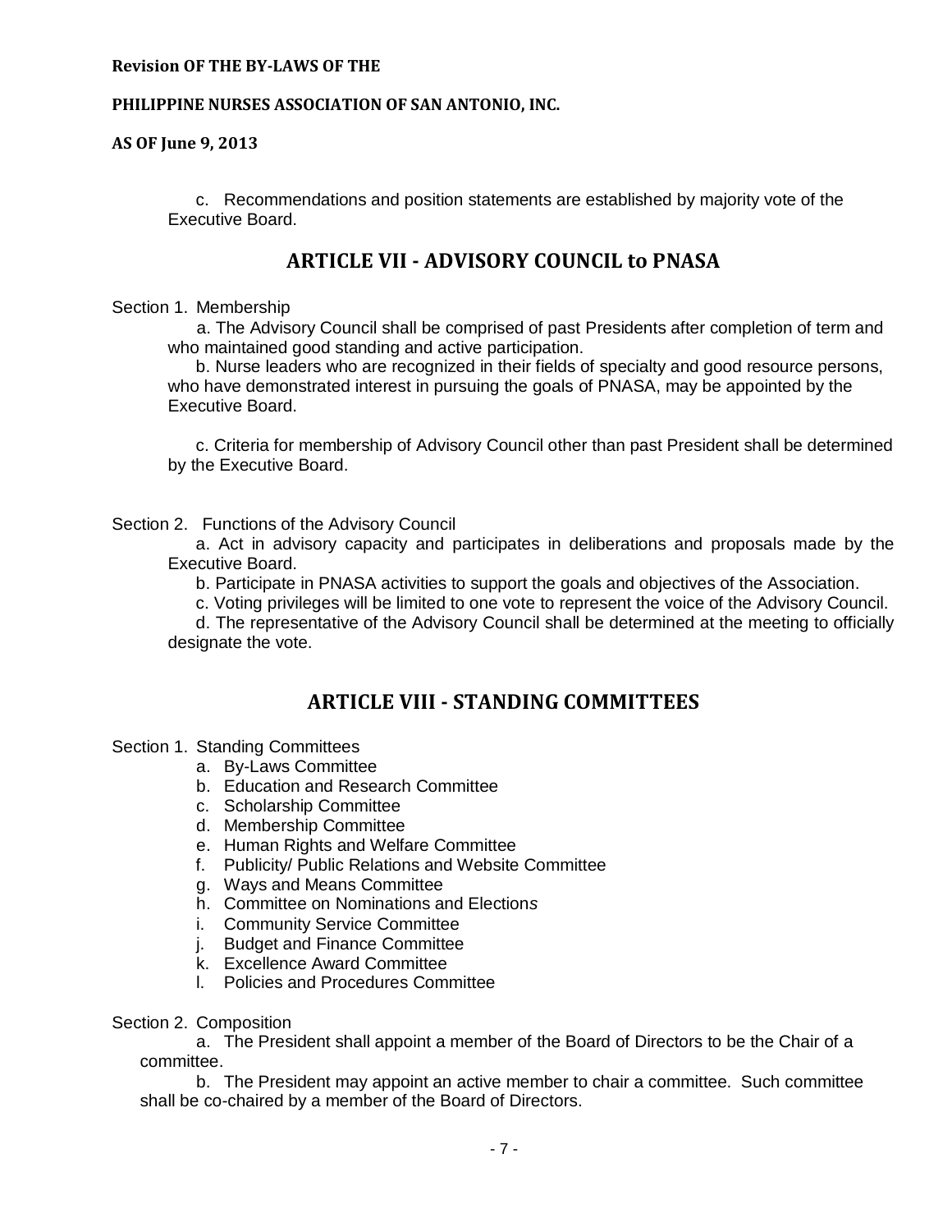c. Recommendations and position statements are established by majority vote of the Executive Board.

## ARTICLE VII - ADVISORY COUNCIL to PNASA

Section 1. Membership

a. The Advisory Council shall be comprised of past Presidents after completion of term and who maintained good standing and active participation.

b. Nurse leaders who are recognized in their fields of specialty and good resource persons, who have demonstrated interest in pursuing the goals of PNASA, may be appointed by the Executive Board.

c. Criteria for membership of Advisory Council other than past President shall be determined by the Executive Board.

Section 2. Functions of the Advisory Council

a. Act in advisory capacity and participates in deliberations and proposals made by the Executive Board.

b. Participate in PNASA activities to support the goals and objectives of the Association.

c. Voting privileges will be limited to one vote to represent the voice of the Advisory Council.

d. The representative of the Advisory Council shall be determined at the meeting to officially designate the vote.

## ARTICLE VIII - STANDING COMMITTEES

Section 1. Standing Committees

a. By-Laws Committee
b. Education and Research Committee
c. Scholarship Committee
d. Membership Committee
e. Human Rights and Welfare Committee
f. Publicity/ Public Relations and Website Committee
g. Ways and Means Committee
h. Committee on Nominations and Elections
i. Community Service Committee
j. Budget and Finance Committee
k. Excellence Award Committee
l. Policies and Procedures Committee

Section 2. Composition

a. The President shall appoint a member of the Board of Directors to be the Chair of a committee.

b. The President may appoint an active member to chair a committee. Such committee shall be co-chaired by a member of the Board of Directors.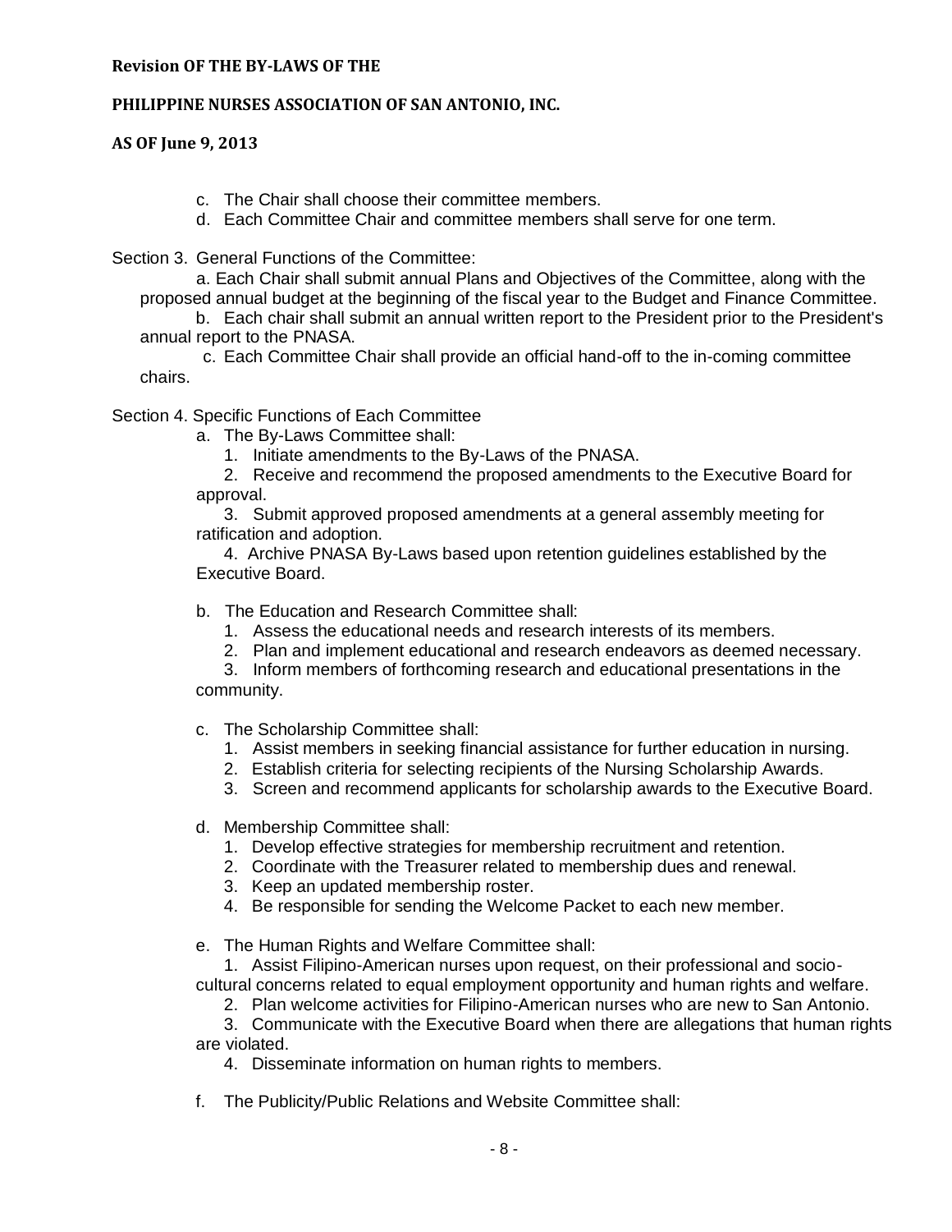c. The Chair shall choose their committee members.
d. Each Committee Chair and committee members shall serve for one term.

Section 3. General Functions of the Committee:

a. Each Chair shall submit annual Plans and Objectives of the Committee, along with the proposed annual budget at the beginning of the fiscal year to the Budget and Finance Committee.

b. Each chair shall submit an annual written report to the President prior to the President's annual report to the PNASA.

c. Each Committee Chair shall provide an official hand-off to the in-coming committee chairs.

Section 4. Specific Functions of Each Committee

a. The By-Laws Committee shall:
   1. Initiate amendments to the By-Laws of the PNASA.
   2. Receive and recommend the proposed amendments to the Executive Board for approval.
   3. Submit approved proposed amendments at a general assembly meeting for ratification and adoption.
   4. Archive PNASA By-Laws based upon retention guidelines established by the Executive Board.

b. The Education and Research Committee shall:
   1. Assess the educational needs and research interests of its members.
   2. Plan and implement educational and research endeavors as deemed necessary.
   3. Inform members of forthcoming research and educational presentations in the community.

c. The Scholarship Committee shall:
   1. Assist members in seeking financial assistance for further education in nursing.
   2. Establish criteria for selecting recipients of the Nursing Scholarship Awards.
   3. Screen and recommend applicants for scholarship awards to the Executive Board.

d. Membership Committee shall:
   1. Develop effective strategies for membership recruitment and retention.
   2. Coordinate with the Treasurer related to membership dues and renewal.
   3. Keep an updated membership roster.
   4. Be responsible for sending the Welcome Packet to each new member.

e. The Human Rights and Welfare Committee shall:
   1. Assist Filipino-American nurses upon request, on their professional and socio-cultural concerns related to equal employment opportunity and human rights and welfare.
   2. Plan welcome activities for Filipino-American nurses who are new to San Antonio.
   3. Communicate with the Executive Board when there are allegations that human rights are violated.
   4. Disseminate information on human rights to members.

f. The Publicity/Public Relations and Website Committee shall: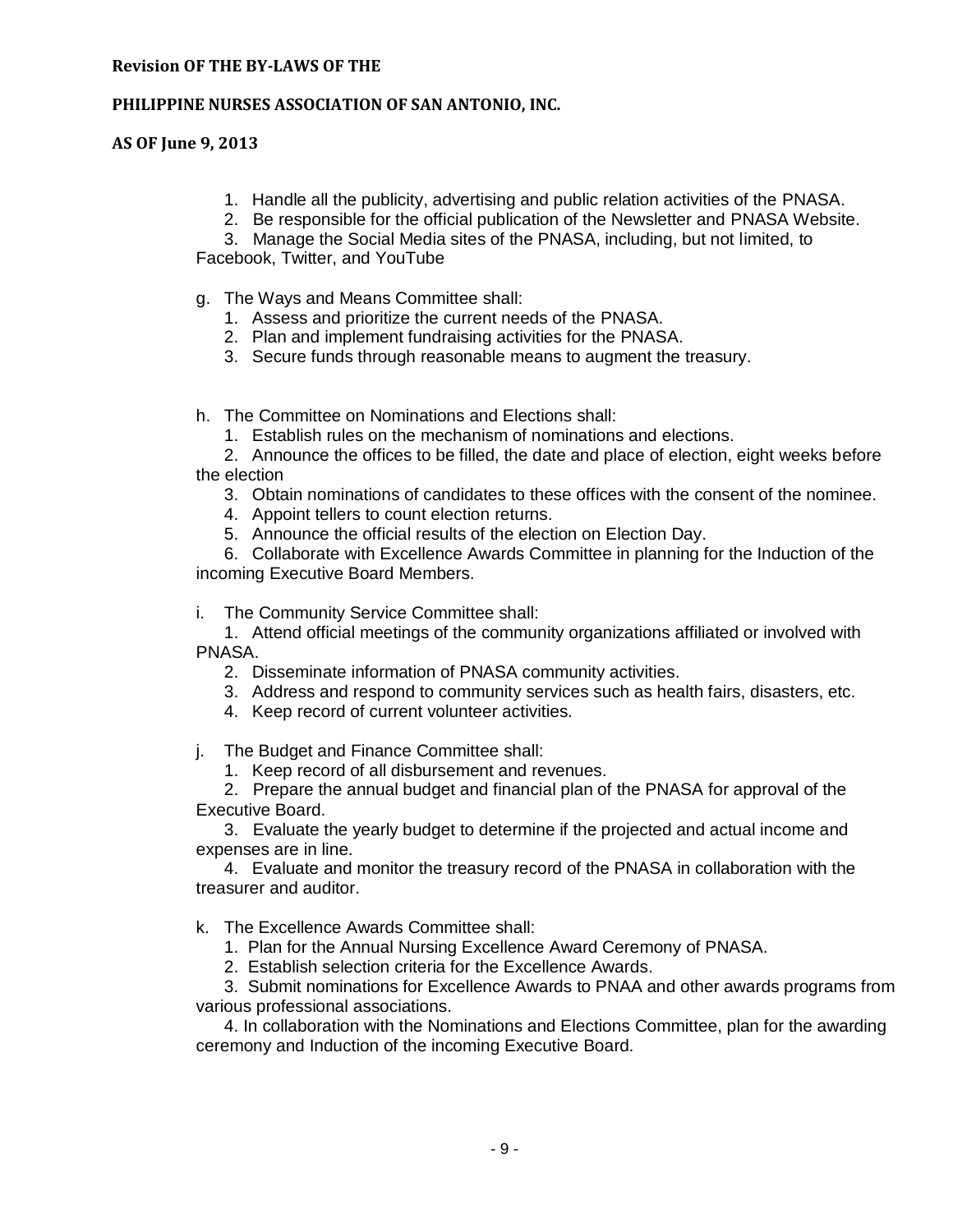1. Handle all the publicity, advertising and public relation activities of the PNASA.
2. Be responsible for the official publication of the Newsletter and PNASA Website.
3. Manage the Social Media sites of the PNASA, including, but not limited, to Facebook, Twitter, and YouTube

g. The Ways and Means Committee shall:
   1. Assess and prioritize the current needs of the PNASA.
   2. Plan and implement fundraising activities for the PNASA.
   3. Secure funds through reasonable means to augment the treasury.

h. The Committee on Nominations and Elections shall:
   1. Establish rules on the mechanism of nominations and elections.
   2. Announce the offices to be filled, the date and place of election, eight weeks before the election
   3. Obtain nominations of candidates to these offices with the consent of the nominee.
   4. Appoint tellers to count election returns.
   5. Announce the official results of the election on Election Day.
   6. Collaborate with Excellence Awards Committee in planning for the Induction of the incoming Executive Board Members.

i. The Community Service Committee shall:
   1. Attend official meetings of the community organizations affiliated or involved with PNASA.
   2. Disseminate information of PNASA community activities.
   3. Address and respond to community services such as health fairs, disasters, etc.
   4. Keep record of current volunteer activities.

j. The Budget and Finance Committee shall:
   1. Keep record of all disbursement and revenues.
   2. Prepare the annual budget and financial plan of the PNASA for approval of the Executive Board.
   3. Evaluate the yearly budget to determine if the projected and actual income and expenses are in line.
   4. Evaluate and monitor the treasury record of the PNASA in collaboration with the treasurer and auditor.

k. The Excellence Awards Committee shall:
   1. Plan for the Annual Nursing Excellence Award Ceremony of PNASA.
   2. Establish selection criteria for the Excellence Awards.
   3. Submit nominations for Excellence Awards to PNAA and other awards programs from various professional associations.
   4. In collaboration with the Nominations and Elections Committee, plan for the awarding ceremony and Induction of the incoming Executive Board.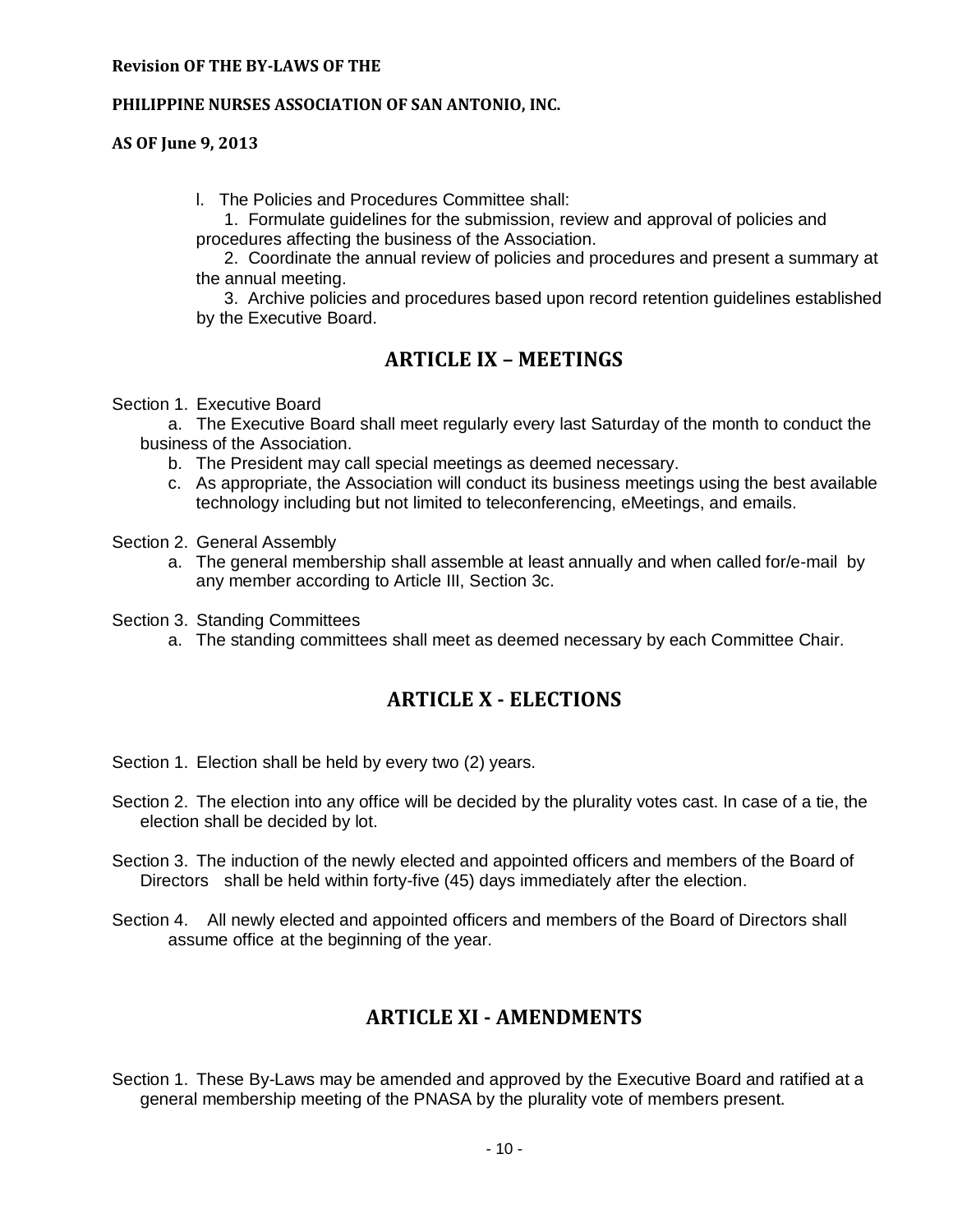l. The Policies and Procedures Committee shall:

1. Formulate guidelines for the submission, review and approval of policies and procedures affecting the business of the Association.
2. Coordinate the annual review of policies and procedures and present a summary at the annual meeting.
3. Archive policies and procedures based upon record retention guidelines established by the Executive Board.

## ARTICLE IX – MEETINGS

Section 1. Executive Board

a. The Executive Board shall meet regularly every last Saturday of the month to conduct the business of the Association.

b. The President may call special meetings as deemed necessary.

c. As appropriate, the Association will conduct its business meetings using the best available technology including but not limited to teleconferencing, eMeetings, and emails.

Section 2. General Assembly

a. The general membership shall assemble at least annually and when called for/e-mail by any member according to Article III, Section 3c.

Section 3. Standing Committees

a. The standing committees shall meet as deemed necessary by each Committee Chair.

## ARTICLE X - ELECTIONS

Section 1. Election shall be held by every two (2) years.

Section 2. The election into any office will be decided by the plurality votes cast. In case of a tie, the election shall be decided by lot.

Section 3. The induction of the newly elected and appointed officers and members of the Board of Directors shall be held within forty-five (45) days immediately after the election.

Section 4. All newly elected and appointed officers and members of the Board of Directors shall assume office at the beginning of the year.

## ARTICLE XI - AMENDMENTS

Section 1. These By-Laws may be amended and approved by the Executive Board and ratified at a general membership meeting of the PNASA by the plurality vote of members present.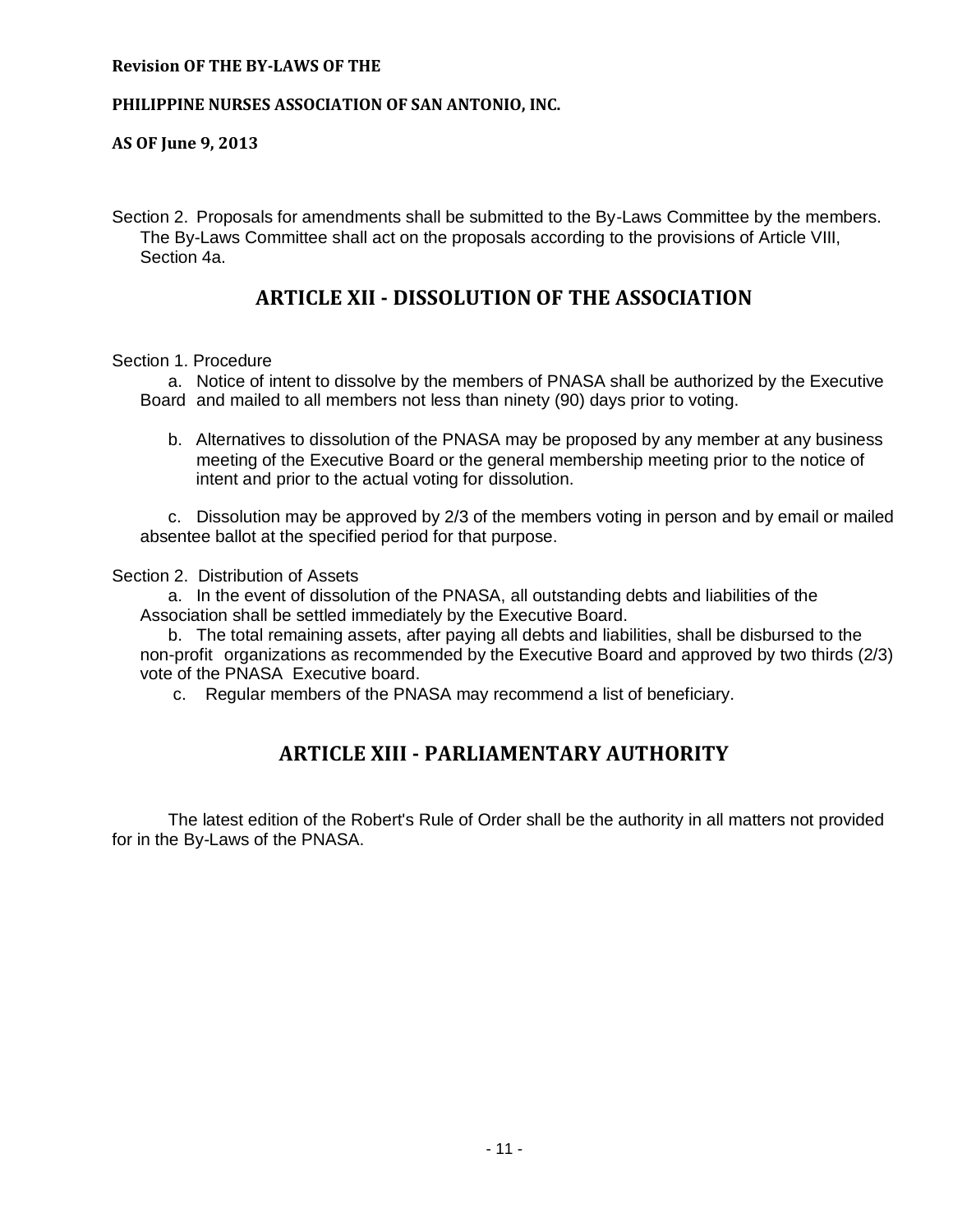Section 2. Proposals for amendments shall be submitted to the By-Laws Committee by the members. The By-Laws Committee shall act on the proposals according to the provisions of Article VIII, Section 4a.

## ARTICLE XII - DISSOLUTION OF THE ASSOCIATION

Section 1. Procedure

a. Notice of intent to dissolve by the members of PNASA shall be authorized by the Executive Board and mailed to all members not less than ninety (90) days prior to voting.

b. Alternatives to dissolution of the PNASA may be proposed by any member at any business meeting of the Executive Board or the general membership meeting prior to the notice of intent and prior to the actual voting for dissolution.

c. Dissolution may be approved by 2/3 of the members voting in person and by email or mailed absentee ballot at the specified period for that purpose.

Section 2. Distribution of Assets

a. In the event of dissolution of the PNASA, all outstanding debts and liabilities of the Association shall be settled immediately by the Executive Board.

b. The total remaining assets, after paying all debts and liabilities, shall be disbursed to the non-profit organizations as recommended by the Executive Board and approved by two thirds (2/3) vote of the PNASA Executive board.

c. Regular members of the PNASA may recommend a list of beneficiary.

## ARTICLE XIII - PARLIAMENTARY AUTHORITY

The latest edition of the Robert's Rule of Order shall be the authority in all matters not provided for in the By-Laws of the PNASA.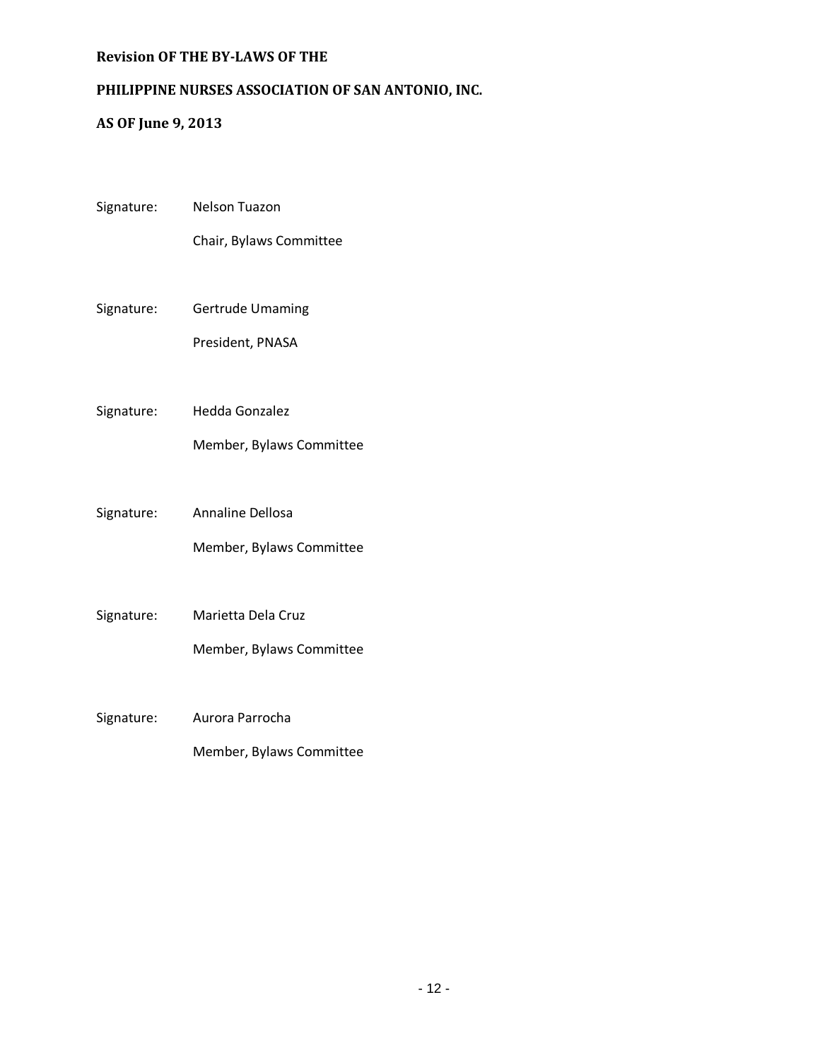**Revision OF THE BY-LAWS OF THE**

**PHILIPPINE NURSES ASSOCIATION OF SAN ANTONIO, INC.**

**AS OF June 9, 2013**

Signature: Nelson Tuazon

Chair, Bylaws Committee

Signature: Gertrude Umaming

President, PNASA

Signature: Hedda Gonzalez

Member, Bylaws Committee

Signature: Annaline Dellosa

Member, Bylaws Committee

Signature: Marietta Dela Cruz

Member, Bylaws Committee

Signature: Aurora Parrocha

Member, Bylaws Committee